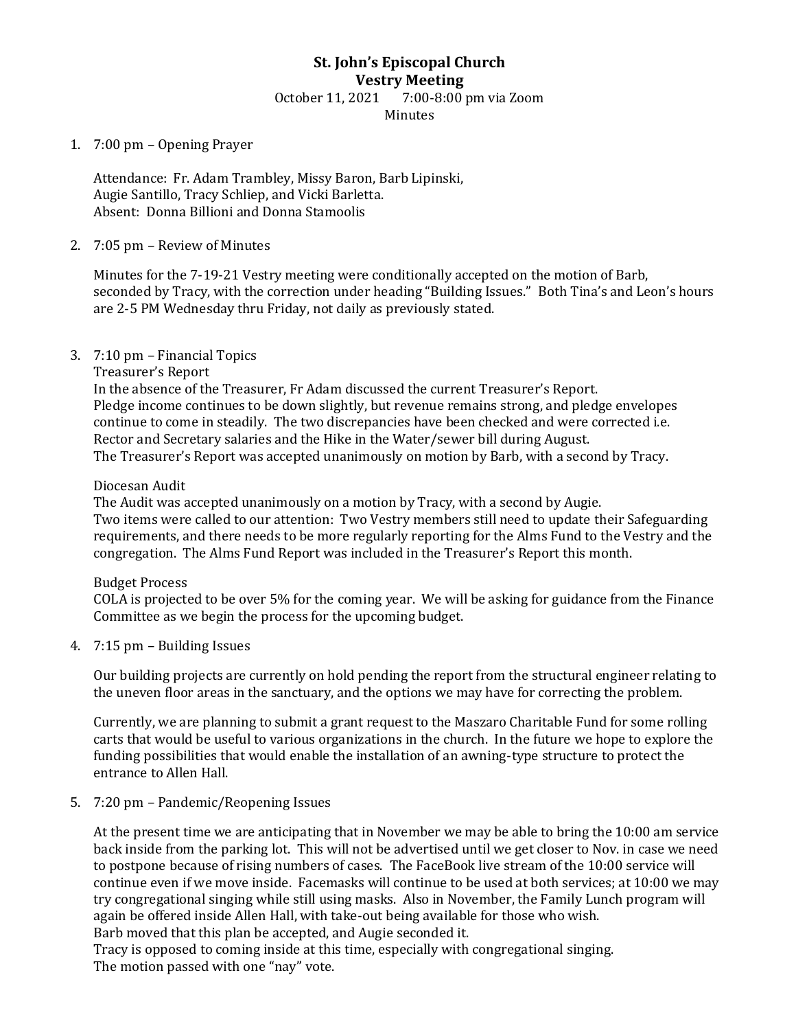# St. John's Episcopal Church
## Vestry Meeting

October 11, 2021 7:00-8:00 pm via Zoom

Minutes

1. 7:00 pm – Opening Prayer

   Attendance: Fr. Adam Trambley, Missy Baron, Barb Lipinski, Augie Santillo, Tracy Schliep, and Vicki Barletta.
   Absent: Donna Billioni and Donna Stamoolis

2. 7:05 pm – Review of Minutes

   Minutes for the 7-19-21 Vestry meeting were conditionally accepted on the motion of Barb, seconded by Tracy, with the correction under heading "Building Issues." Both Tina's and Leon's hours are 2-5 PM Wednesday thru Friday, not daily as previously stated.

3. 7:10 pm – Financial Topics

   Treasurer's Report
   In the absence of the Treasurer, Fr Adam discussed the current Treasurer's Report.
   Pledge income continues to be down slightly, but revenue remains strong, and pledge envelopes continue to come in steadily. The two discrepancies have been checked and were corrected i.e. Rector and Secretary salaries and the Hike in the Water/sewer bill during August.
   The Treasurer's Report was accepted unanimously on motion by Barb, with a second by Tracy.

   Diocesan Audit
   The Audit was accepted unanimously on a motion by Tracy, with a second by Augie.
   Two items were called to our attention: Two Vestry members still need to update their Safeguarding requirements, and there needs to be more regularly reporting for the Alms Fund to the Vestry and the congregation. The Alms Fund Report was included in the Treasurer's Report this month.

   Budget Process
   COLA is projected to be over 5% for the coming year. We will be asking for guidance from the Finance Committee as we begin the process for the upcoming budget.

4. 7:15 pm – Building Issues

   Our building projects are currently on hold pending the report from the structural engineer relating to the uneven floor areas in the sanctuary, and the options we may have for correcting the problem.

   Currently, we are planning to submit a grant request to the Maszaro Charitable Fund for some rolling carts that would be useful to various organizations in the church. In the future we hope to explore the funding possibilities that would enable the installation of an awning-type structure to protect the entrance to Allen Hall.

5. 7:20 pm – Pandemic/Reopening Issues

   At the present time we are anticipating that in November we may be able to bring the 10:00 am service back inside from the parking lot. This will not be advertised until we get closer to Nov. in case we need to postpone because of rising numbers of cases. The FaceBook live stream of the 10:00 service will continue even if we move inside. Facemasks will continue to be used at both services; at 10:00 we may try congregational singing while still using masks. Also in November, the Family Lunch program will again be offered inside Allen Hall, with take-out being available for those who wish.
   Barb moved that this plan be accepted, and Augie seconded it.
   Tracy is opposed to coming inside at this time, especially with congregational singing.
   The motion passed with one "nay" vote.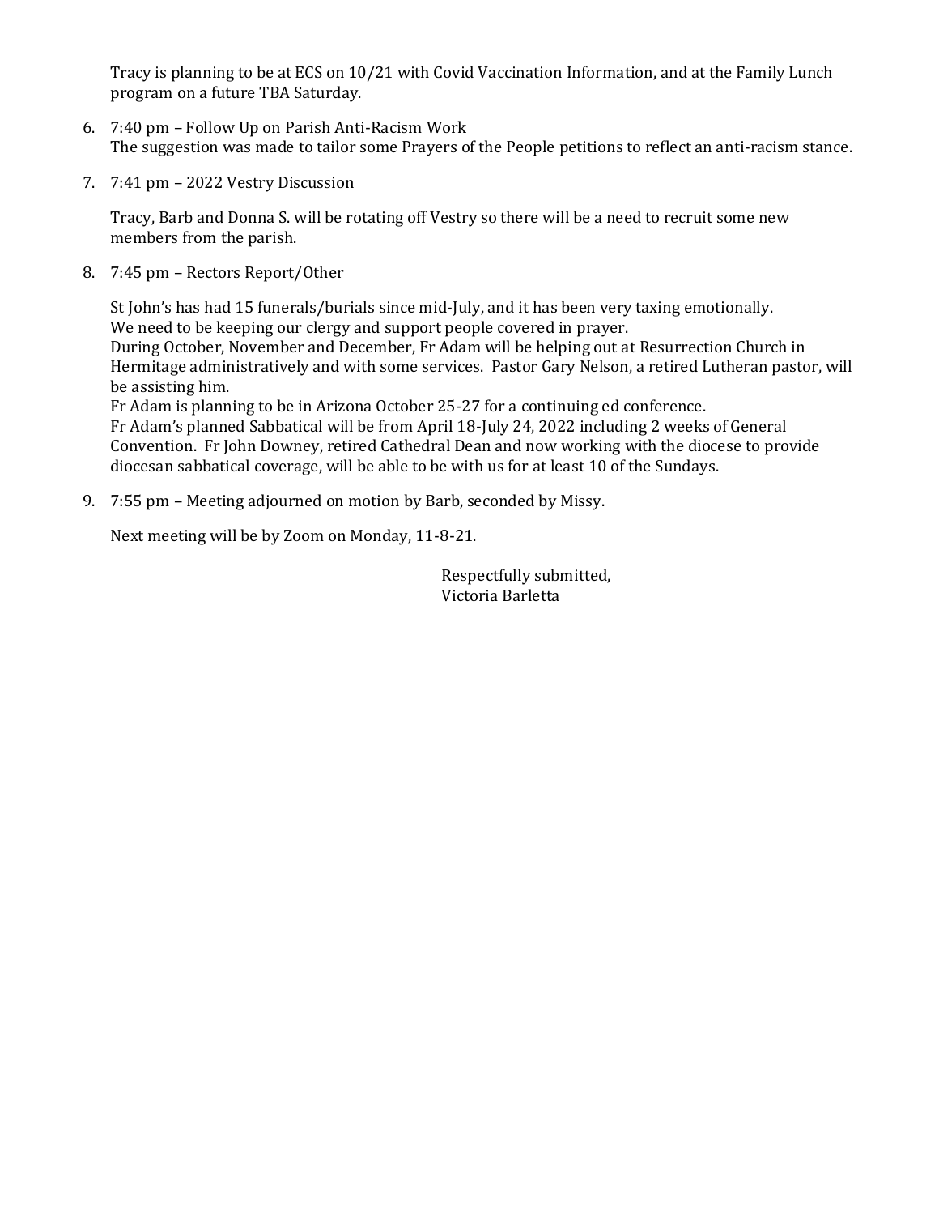Tracy is planning to be at ECS on 10/21 with Covid Vaccination Information, and at the Family Lunch program on a future TBA Saturday.

6. 7:40 pm – Follow Up on Parish Anti-Racism Work
   The suggestion was made to tailor some Prayers of the People petitions to reflect an anti-racism stance.

7. 7:41 pm – 2022 Vestry Discussion

   Tracy, Barb and Donna S. will be rotating off Vestry so there will be a need to recruit some new members from the parish.

8. 7:45 pm – Rectors Report/Other

   St John's has had 15 funerals/burials since mid-July, and it has been very taxing emotionally. We need to be keeping our clergy and support people covered in prayer.
   During October, November and December, Fr Adam will be helping out at Resurrection Church in Hermitage administratively and with some services. Pastor Gary Nelson, a retired Lutheran pastor, will be assisting him.
   Fr Adam is planning to be in Arizona October 25-27 for a continuing ed conference.
   Fr Adam's planned Sabbatical will be from April 18-July 24, 2022 including 2 weeks of General Convention. Fr John Downey, retired Cathedral Dean and now working with the diocese to provide diocesan sabbatical coverage, will be able to be with us for at least 10 of the Sundays.

9. 7:55 pm – Meeting adjourned on motion by Barb, seconded by Missy.

   Next meeting will be by Zoom on Monday, 11-8-21.

Respectfully submitted,
Victoria Barletta